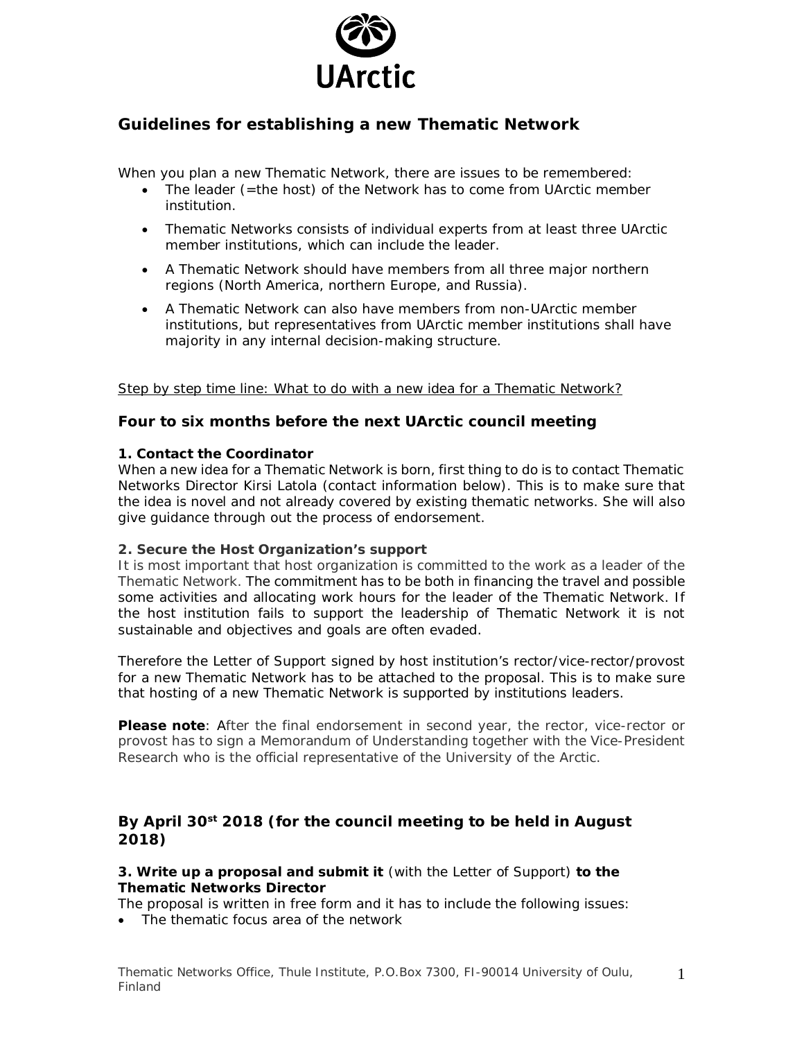UArctic

## Guidelines for establishing a new Thematic Network

When you plan a new Thematic Network, there are issues to be remembered:

- The leader (=the host) of the Network has to come from UArctic member institution.
- Thematic Networks consists of individual experts from at least three UArctic member institutions, which can include the leader.
- A Thematic Network should have members from all three major northern regions (North America, northern Europe, and Russia).
- A Thematic Network can also have members from non-UArctic member institutions, but representatives from UArctic member institutions shall have majority in any internal decision-making structure.

Step by step time line: What to do with a new idea for a Thematic Network?

### Four to six months before the next UArctic council meeting

**1. Contact the Coordinator**

When a new idea for a Thematic Network is born, first thing to do is to contact Thematic Networks Director Kirsi Latola (contact information below). This is to make sure that the idea is novel and not already covered by existing thematic networks. She will also give guidance through out the process of endorsement.

**2. Secure the Host Organization's support**

It is most important that host organization is committed to the work as a leader of the Thematic Network. The commitment has to be both in financing the travel and possible some activities and allocating work hours for the leader of the Thematic Network. If the host institution fails to support the leadership of Thematic Network it is not sustainable and objectives and goals are often evaded.

Therefore the Letter of Support signed by host institution's rector/vice-rector/provost for a new Thematic Network has to be attached to the proposal. This is to make sure that hosting of a new Thematic Network is supported by institutions leaders.

**Please note**: After the final endorsement in second year, the rector, vice-rector or provost has to sign a Memorandum of Understanding together with the Vice-President Research who is the official representative of the University of the Arctic.

### By April 30st 2018 (for the council meeting to be held in August 2018)

**3. Write up a proposal and submit it** (with the Letter of Support) **to the Thematic Networks Director**

The proposal is written in free form and it has to include the following issues:

- The thematic focus area of the network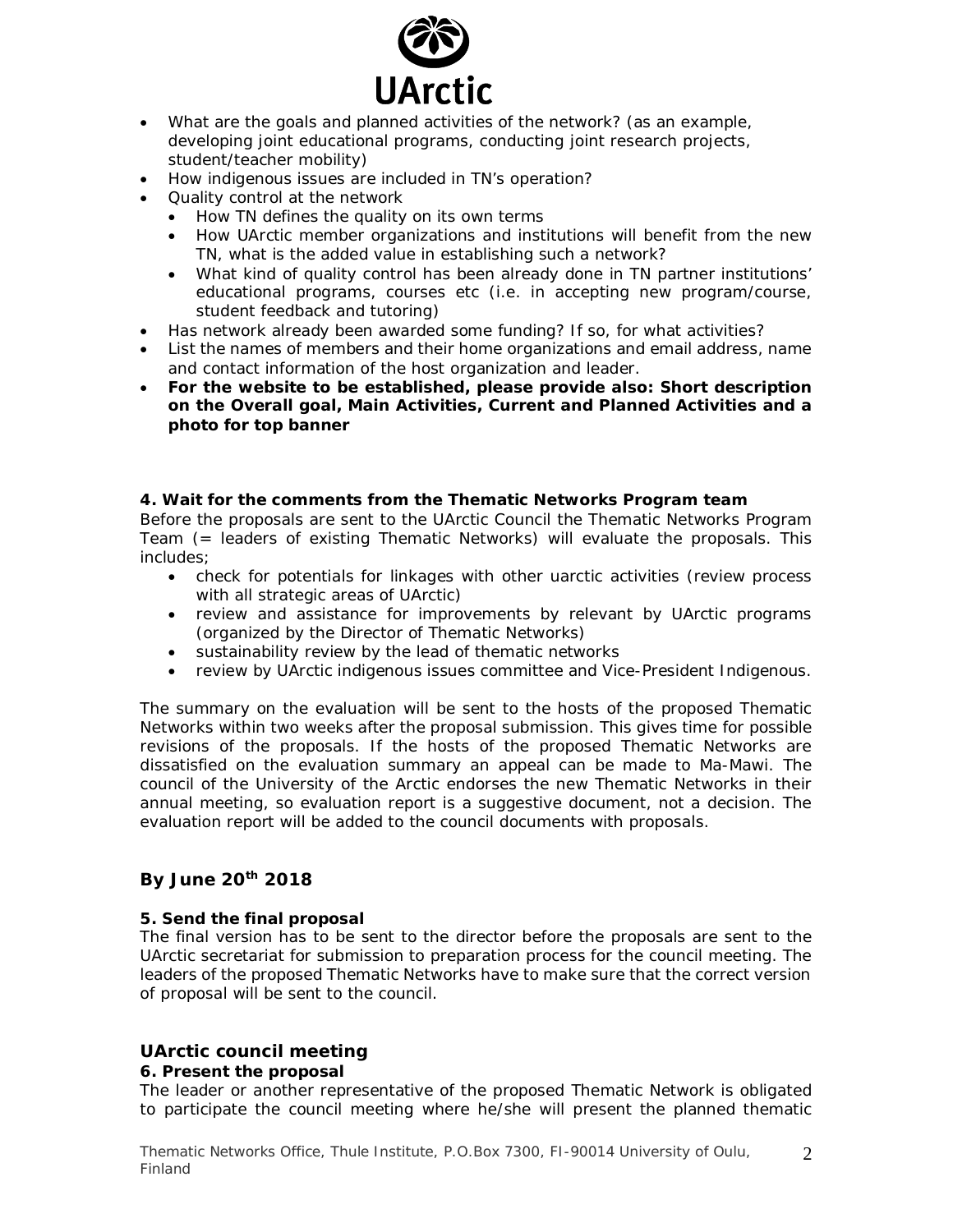- What are the goals and planned activities of the network? (as an example, developing joint educational programs, conducting joint research projects, student/teacher mobility)
- How indigenous issues are included in TN's operation?
- Quality control at the network
  - How TN defines the quality on its own terms
  - How UArctic member organizations and institutions will benefit from the new TN, what is the added value in establishing such a network?
  - What kind of quality control has been already done in TN partner institutions' educational programs, courses etc (i.e. in accepting new program/course, student feedback and tutoring)
- Has network already been awarded some funding? If so, for what activities?
- List the names of members and their home organizations and email address, name and contact information of the host organization and leader.
- **For the website to be established, please provide also: Short description on the Overall goal, Main Activities, Current and Planned Activities and a photo for top banner**

**4. Wait for the comments from the Thematic Networks Program team**

Before the proposals are sent to the UArctic Council the Thematic Networks Program Team (= leaders of existing Thematic Networks) will evaluate the proposals. This includes;

- check for potentials for linkages with other uarctic activities (review process with all strategic areas of UArctic)
- review and assistance for improvements by relevant by UArctic programs (organized by the Director of Thematic Networks)
- sustainability review by the lead of thematic networks
- review by UArctic indigenous issues committee and Vice-President Indigenous.

The summary on the evaluation will be sent to the hosts of the proposed Thematic Networks within two weeks after the proposal submission. This gives time for possible revisions of the proposals. If the hosts of the proposed Thematic Networks are dissatisfied on the evaluation summary an appeal can be made to Ma-Mawi. The council of the University of the Arctic endorses the new Thematic Networks in their annual meeting, so evaluation report is a suggestive document, not a decision. The evaluation report will be added to the council documents with proposals.

## By June 20th 2018

**5. Send the final proposal**

The final version has to be sent to the director before the proposals are sent to the UArctic secretariat for submission to preparation process for the council meeting. The leaders of the proposed Thematic Networks have to make sure that the correct version of proposal will be sent to the council.

## UArctic council meeting

**6. Present the proposal**

The leader or another representative of the proposed Thematic Network is obligated to participate the council meeting where he/she will present the planned thematic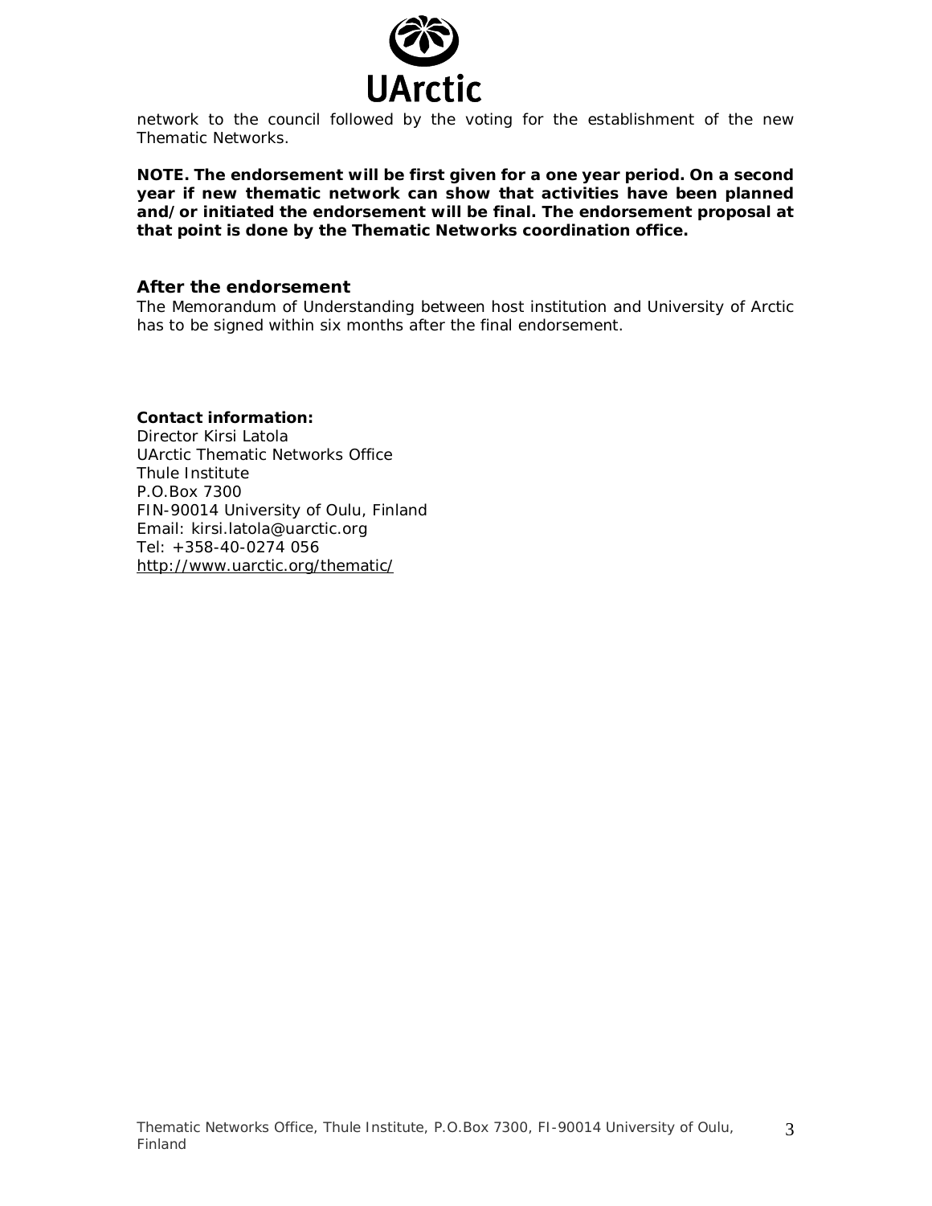network to the council followed by the voting for the establishment of the new Thematic Networks.

**NOTE. The endorsement will be first given for a one year period. On a second year if new thematic network can show that activities have been planned and/or initiated the endorsement will be final. The endorsement proposal at that point is done by the Thematic Networks coordination office.**

### After the endorsement

The Memorandum of Understanding between host institution and University of Arctic has to be signed within six months after the final endorsement.

**Contact information:**
Director Kirsi Latola
UArctic Thematic Networks Office
Thule Institute
P.O.Box 7300
FIN-90014 University of Oulu, Finland
Email: kirsi.latola@uarctic.org
Tel: +358-40-0274 056
http://www.uarctic.org/thematic/